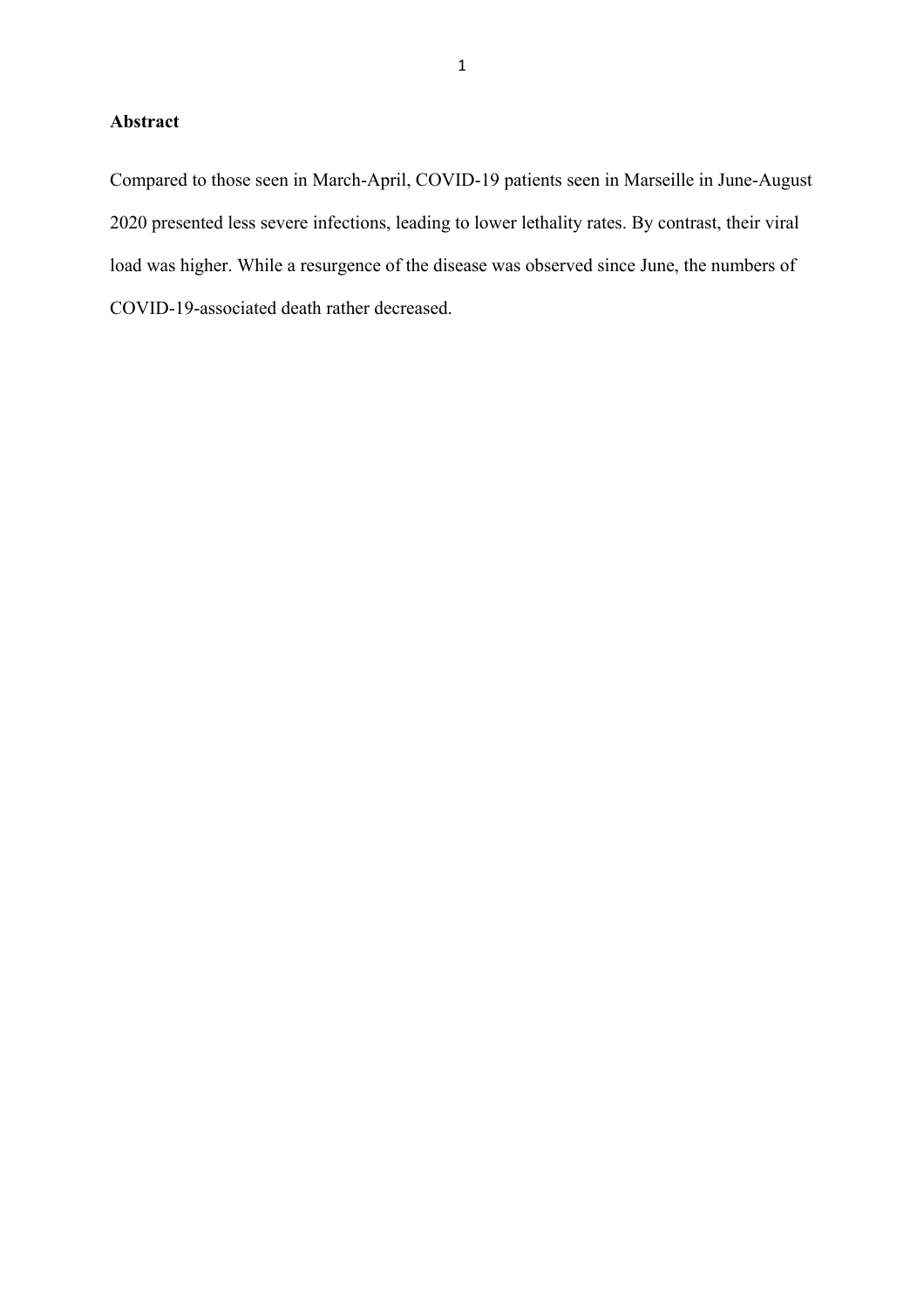**Abstract**

Compared to those seen in March-April, COVID-19 patients seen in Marseille in June-August 2020 presented less severe infections, leading to lower lethality rates. By contrast, their viral load was higher. While a resurgence of the disease was observed since June, the numbers of COVID-19-associated death rather decreased.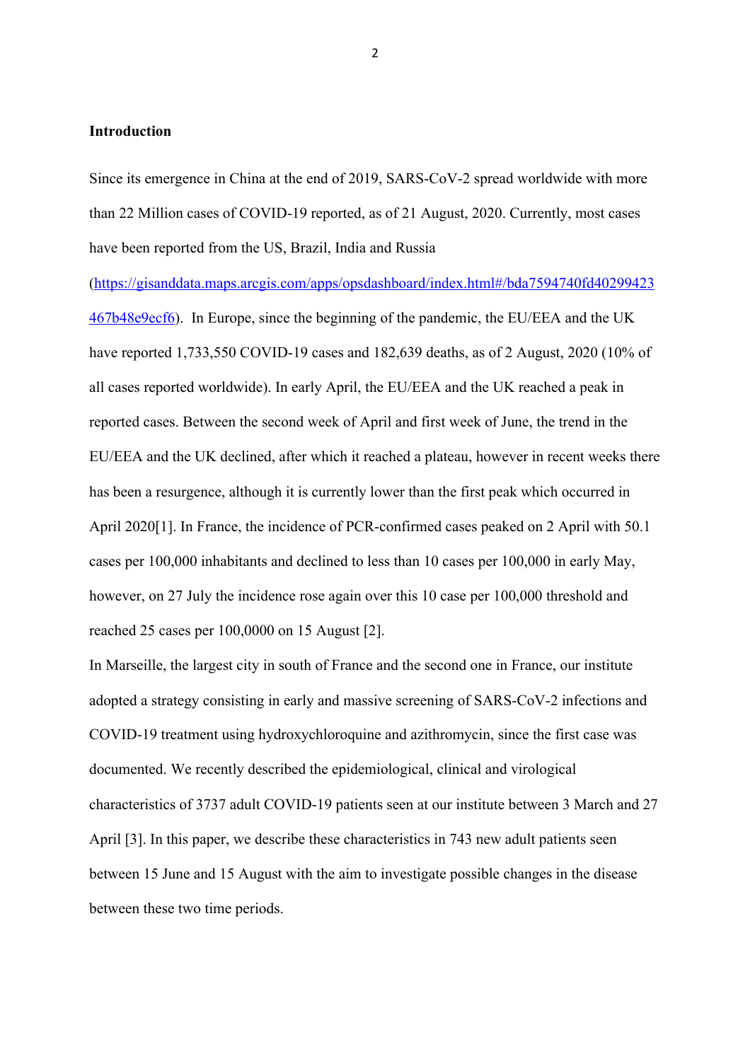## Introduction

Since its emergence in China at the end of 2019, SARS-CoV-2 spread worldwide with more than 22 Million cases of COVID-19 reported, as of 21 August, 2020. Currently, most cases have been reported from the US, Brazil, India and Russia (https://gisanddata.maps.arcgis.com/apps/opsdashboard/index.html#/bda7594740fd40299423467b48e9ecf6). In Europe, since the beginning of the pandemic, the EU/EEA and the UK have reported 1,733,550 COVID-19 cases and 182,639 deaths, as of 2 August, 2020 (10% of all cases reported worldwide). In early April, the EU/EEA and the UK reached a peak in reported cases. Between the second week of April and first week of June, the trend in the EU/EEA and the UK declined, after which it reached a plateau, however in recent weeks there has been a resurgence, although it is currently lower than the first peak which occurred in April 2020[1]. In France, the incidence of PCR-confirmed cases peaked on 2 April with 50.1 cases per 100,000 inhabitants and declined to less than 10 cases per 100,000 in early May, however, on 27 July the incidence rose again over this 10 case per 100,000 threshold and reached 25 cases per 100,0000 on 15 August [2].

In Marseille, the largest city in south of France and the second one in France, our institute adopted a strategy consisting in early and massive screening of SARS-CoV-2 infections and COVID-19 treatment using hydroxychloroquine and azithromycin, since the first case was documented. We recently described the epidemiological, clinical and virological characteristics of 3737 adult COVID-19 patients seen at our institute between 3 March and 27 April [3]. In this paper, we describe these characteristics in 743 new adult patients seen between 15 June and 15 August with the aim to investigate possible changes in the disease between these two time periods.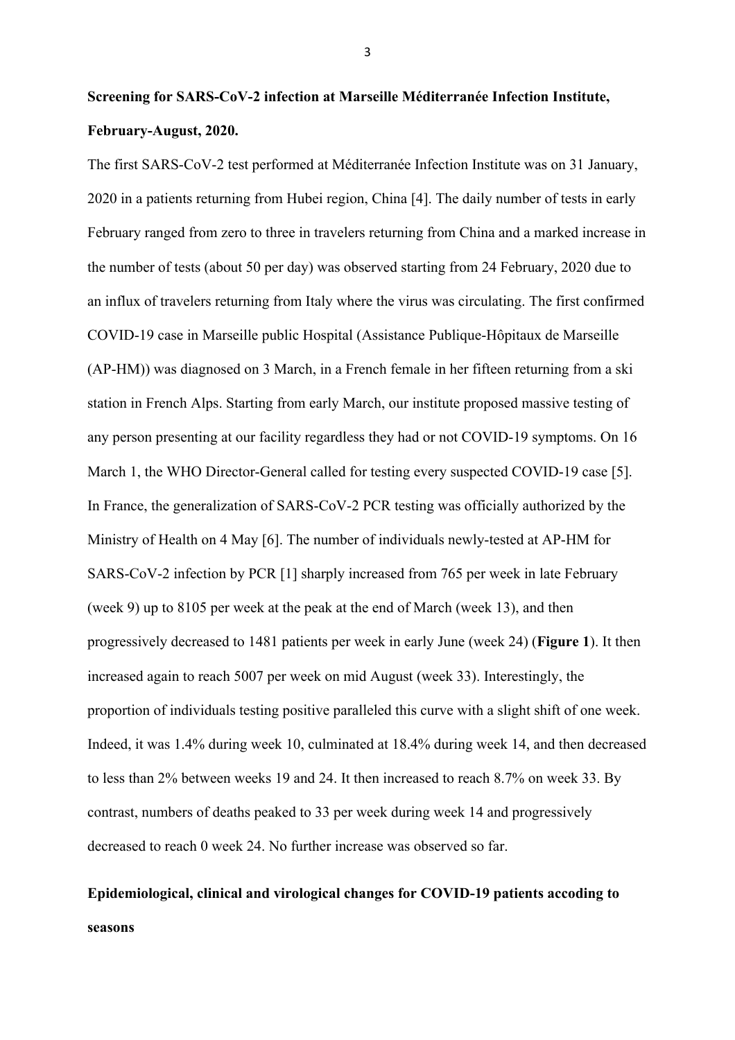**Screening for SARS-CoV-2 infection at Marseille Méditerranée Infection Institute, February-August, 2020.**

The first SARS-CoV-2 test performed at Méditerranée Infection Institute was on 31 January, 2020 in a patients returning from Hubei region, China [4]. The daily number of tests in early February ranged from zero to three in travelers returning from China and a marked increase in the number of tests (about 50 per day) was observed starting from 24 February, 2020 due to an influx of travelers returning from Italy where the virus was circulating. The first confirmed COVID-19 case in Marseille public Hospital (Assistance Publique-Hôpitaux de Marseille (AP-HM)) was diagnosed on 3 March, in a French female in her fifteen returning from a ski station in French Alps. Starting from early March, our institute proposed massive testing of any person presenting at our facility regardless they had or not COVID-19 symptoms. On 16 March 1, the WHO Director-General called for testing every suspected COVID-19 case [5]. In France, the generalization of SARS-CoV-2 PCR testing was officially authorized by the Ministry of Health on 4 May [6]. The number of individuals newly-tested at AP-HM for SARS-CoV-2 infection by PCR [1] sharply increased from 765 per week in late February (week 9) up to 8105 per week at the peak at the end of March (week 13), and then progressively decreased to 1481 patients per week in early June (week 24) (**Figure 1**). It then increased again to reach 5007 per week on mid August (week 33). Interestingly, the proportion of individuals testing positive paralleled this curve with a slight shift of one week. Indeed, it was 1.4% during week 10, culminated at 18.4% during week 14, and then decreased to less than 2% between weeks 19 and 24. It then increased to reach 8.7% on week 33. By contrast, numbers of deaths peaked to 33 per week during week 14 and progressively decreased to reach 0 week 24. No further increase was observed so far.

**Epidemiological, clinical and virological changes for COVID-19 patients accoding to seasons**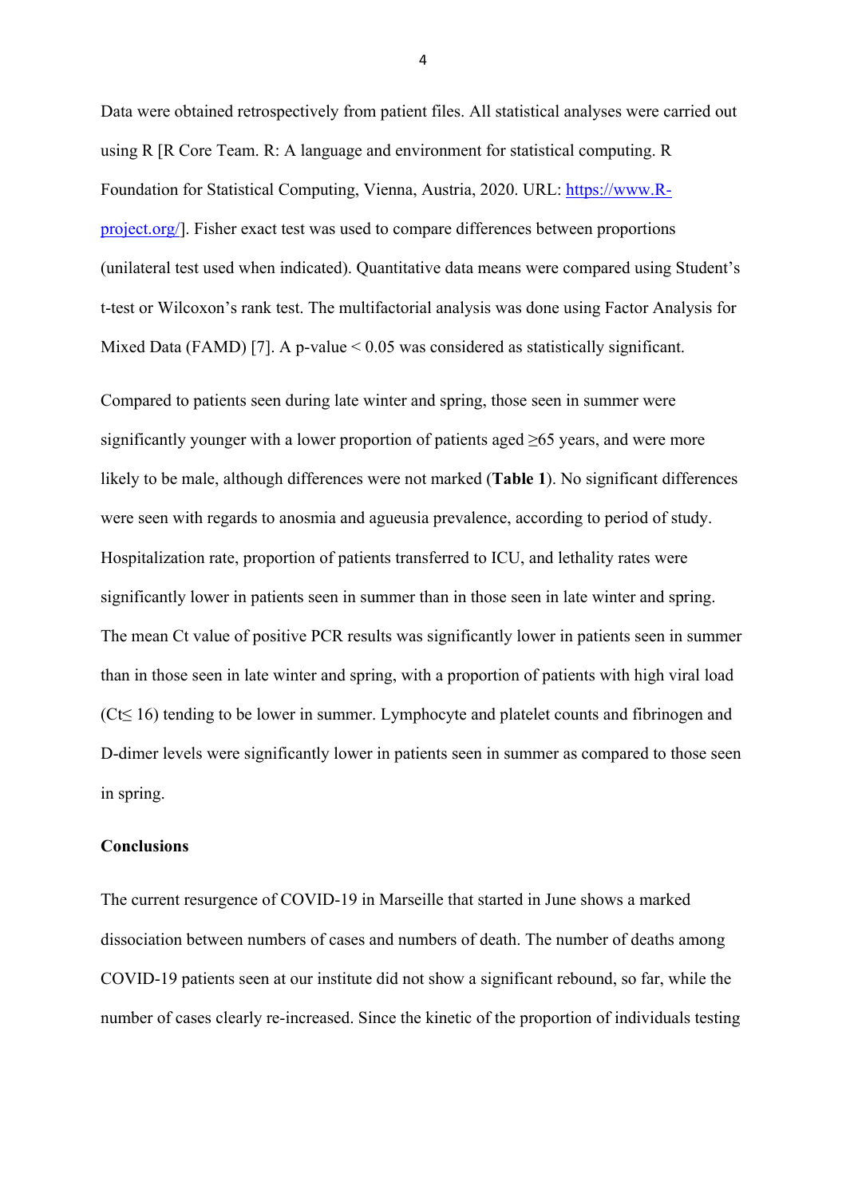Data were obtained retrospectively from patient files. All statistical analyses were carried out using R [R Core Team. R: A language and environment for statistical computing. R Foundation for Statistical Computing, Vienna, Austria, 2020. URL: https://www.R-project.org/]. Fisher exact test was used to compare differences between proportions (unilateral test used when indicated). Quantitative data means were compared using Student's t-test or Wilcoxon's rank test. The multifactorial analysis was done using Factor Analysis for Mixed Data (FAMD) [7]. A p-value $< 0.05$ was considered as statistically significant.

Compared to patients seen during late winter and spring, those seen in summer were significantly younger with a lower proportion of patients aged $\geq$65 years, and were more likely to be male, although differences were not marked (**Table 1**). No significant differences were seen with regards to anosmia and agueusia prevalence, according to period of study. Hospitalization rate, proportion of patients transferred to ICU, and lethality rates were significantly lower in patients seen in summer than in those seen in late winter and spring. The mean Ct value of positive PCR results was significantly lower in patients seen in summer than in those seen in late winter and spring, with a proportion of patients with high viral load (Ct$\leq$ 16) tending to be lower in summer. Lymphocyte and platelet counts and fibrinogen and D-dimer levels were significantly lower in patients seen in summer as compared to those seen in spring.

## Conclusions

The current resurgence of COVID-19 in Marseille that started in June shows a marked dissociation between numbers of cases and numbers of death. The number of deaths among COVID-19 patients seen at our institute did not show a significant rebound, so far, while the number of cases clearly re-increased. Since the kinetic of the proportion of individuals testing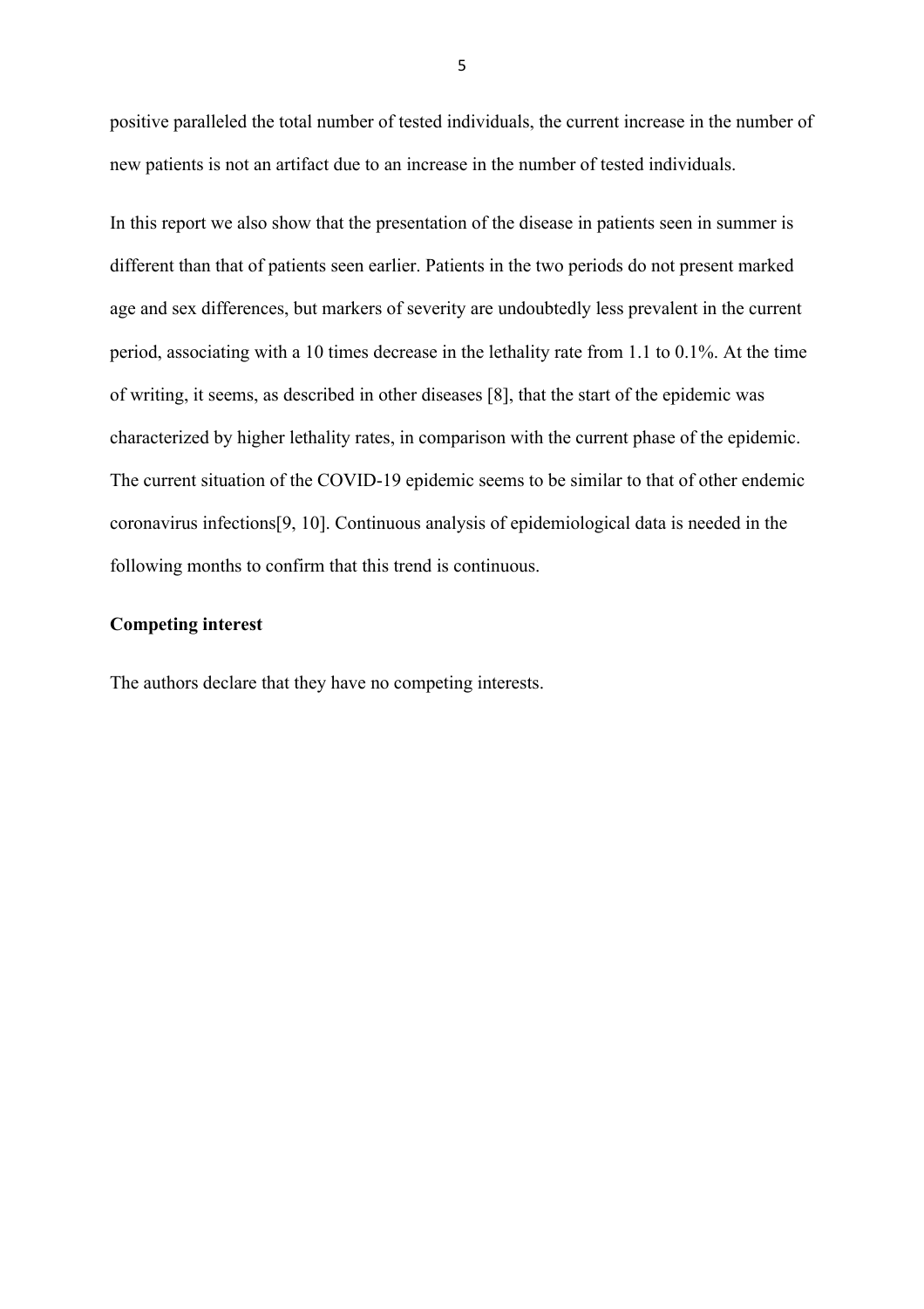positive paralleled the total number of tested individuals, the current increase in the number of new patients is not an artifact due to an increase in the number of tested individuals.

In this report we also show that the presentation of the disease in patients seen in summer is different than that of patients seen earlier. Patients in the two periods do not present marked age and sex differences, but markers of severity are undoubtedly less prevalent in the current period, associating with a 10 times decrease in the lethality rate from 1.1 to 0.1%. At the time of writing, it seems, as described in other diseases [8], that the start of the epidemic was characterized by higher lethality rates, in comparison with the current phase of the epidemic. The current situation of the COVID-19 epidemic seems to be similar to that of other endemic coronavirus infections[9, 10]. Continuous analysis of epidemiological data is needed in the following months to confirm that this trend is continuous.

**Competing interest**

The authors declare that they have no competing interests.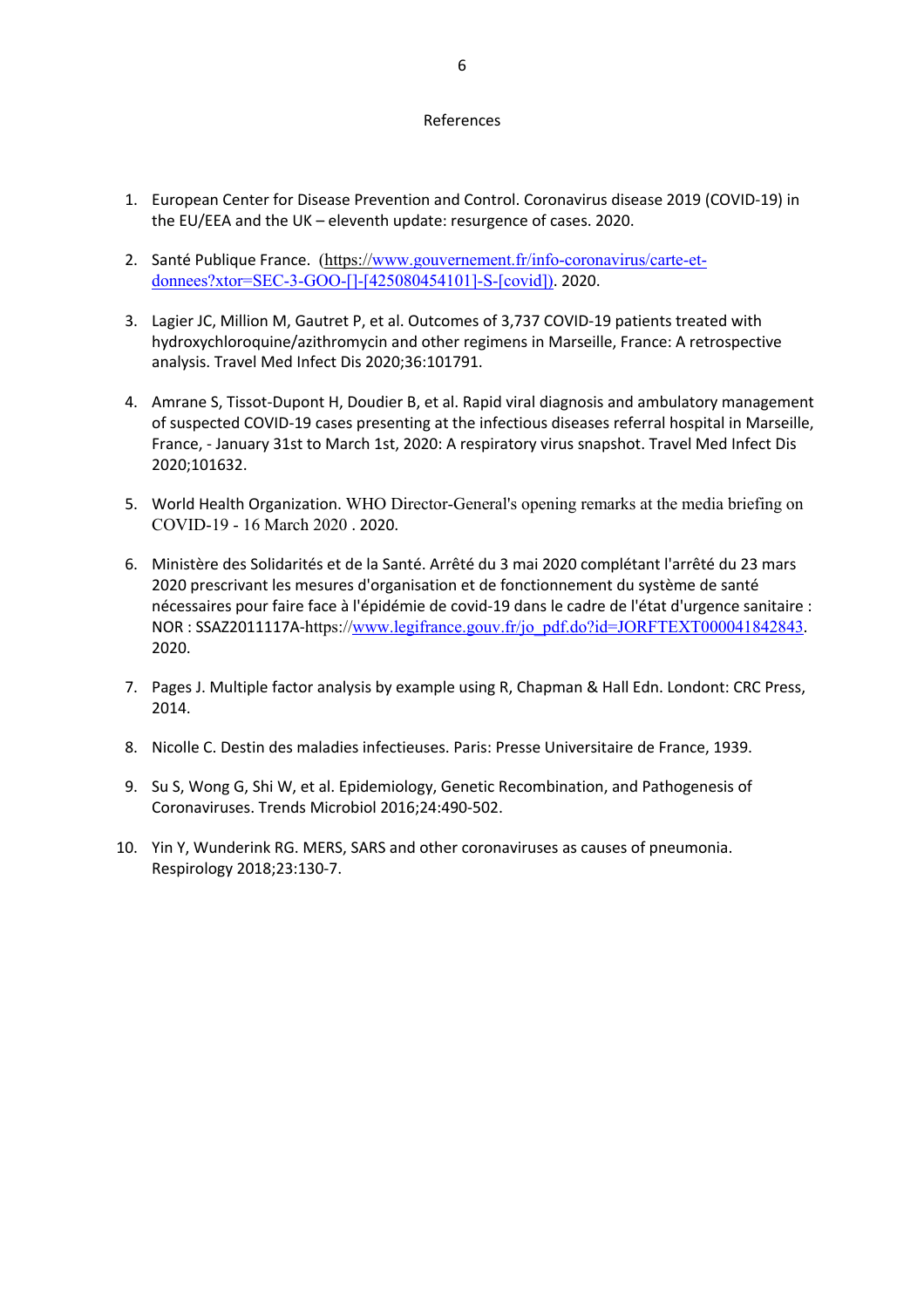# References

1. European Center for Disease Prevention and Control. Coronavirus disease 2019 (COVID-19) in the EU/EEA and the UK – eleventh update: resurgence of cases. 2020.

2. Santé Publique France. (https://www.gouvernement.fr/info-coronavirus/carte-et-donnees?xtor=SEC-3-GOO-[]-[425080454101]-S-[covid]). 2020.

3. Lagier JC, Million M, Gautret P, et al. Outcomes of 3,737 COVID-19 patients treated with hydroxychloroquine/azithromycin and other regimens in Marseille, France: A retrospective analysis. Travel Med Infect Dis 2020;36:101791.

4. Amrane S, Tissot-Dupont H, Doudier B, et al. Rapid viral diagnosis and ambulatory management of suspected COVID-19 cases presenting at the infectious diseases referral hospital in Marseille, France, - January 31st to March 1st, 2020: A respiratory virus snapshot. Travel Med Infect Dis 2020;101632.

5. World Health Organization. WHO Director-General's opening remarks at the media briefing on COVID-19 - 16 March 2020 . 2020.

6. Ministère des Solidarités et de la Santé. Arrêté du 3 mai 2020 complétant l'arrêté du 23 mars 2020 prescrivant les mesures d'organisation et de fonctionnement du système de santé nécessaires pour faire face à l'épidémie de covid-19 dans le cadre de l'état d'urgence sanitaire : NOR : SSAZ2011117A-https://www.legifrance.gouv.fr/jo_pdf.do?id=JORFTEXT000041842843. 2020.

7. Pages J. Multiple factor analysis by example using R, Chapman & Hall Edn. Londont: CRC Press, 2014.

8. Nicolle C. Destin des maladies infectieuses. Paris: Presse Universitaire de France, 1939.

9. Su S, Wong G, Shi W, et al. Epidemiology, Genetic Recombination, and Pathogenesis of Coronaviruses. Trends Microbiol 2016;24:490-502.

10. Yin Y, Wunderink RG. MERS, SARS and other coronaviruses as causes of pneumonia. Respirology 2018;23:130-7.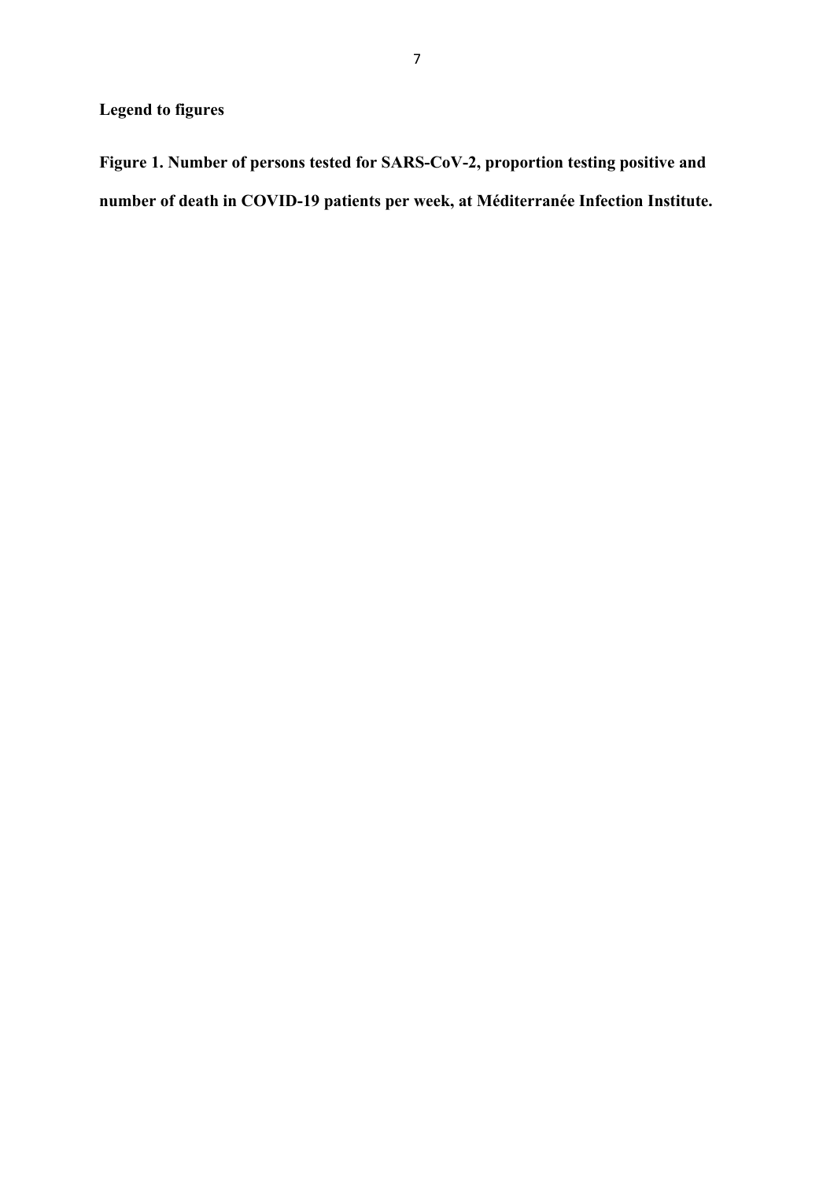**Legend to figures**

**Figure 1. Number of persons tested for SARS-CoV-2, proportion testing positive and number of death in COVID-19 patients per week, at Méditerranée Infection Institute.**